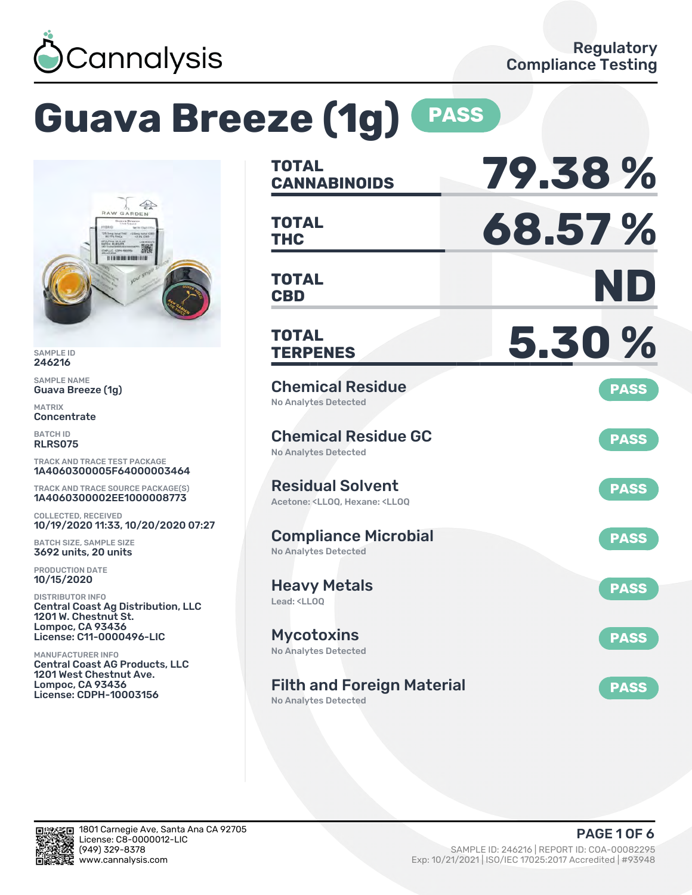Cannalysis

Regulatory Compliance Testing

# Guava Breeze (1g) PASS

SAMPLE ID
246216

SAMPLE NAME
Guava Breeze (1g)

MATRIX
Concentrate

BATCH ID
RLRS075

TRACK AND TRACE TEST PACKAGE
1A4060300005F64000003464

TRACK AND TRACE SOURCE PACKAGE(S)
1A4060300002EE1000008773

COLLECTED, RECEIVED
10/19/2020 11:33, 10/20/2020 07:27

BATCH SIZE, SAMPLE SIZE
3692 units, 20 units

PRODUCTION DATE
10/15/2020

DISTRIBUTOR INFO
Central Coast Ag Distribution, LLC
1201 W. Chestnut St.
Lompoc, CA 93436
License: C11-0000496-LIC

MANUFACTURER INFO
Central Coast AG Products, LLC
1201 West Chestnut Ave.
Lompoc, CA 93436
License: CDPH-10003156

| | |
|---|---|
| TOTAL CANNABINOIDS | 79.38 % |
| TOTAL THC | 68.57 % |
| TOTAL CBD | ND |
| TOTAL TERPENES | 5.30 % |

**Chemical Residue** — PASS
No Analytes Detected

**Chemical Residue GC** — PASS
No Analytes Detected

**Residual Solvent** — PASS
Acetone: <LLOQ, Hexane: <LLOQ

**Compliance Microbial** — PASS
No Analytes Detected

**Heavy Metals** — PASS
Lead: <LLOQ

**Mycotoxins** — PASS
No Analytes Detected

**Filth and Foreign Material** — PASS
No Analytes Detected

1801 Carnegie Ave, Santa Ana CA 92705
License: C8-0000012-LIC
(949) 329-8378
www.cannalysis.com

SAMPLE ID: 246216 | REPORT ID: COA-00082295
Exp: 10/21/2021 | ISO/IEC 17025:2017 Accredited | #93948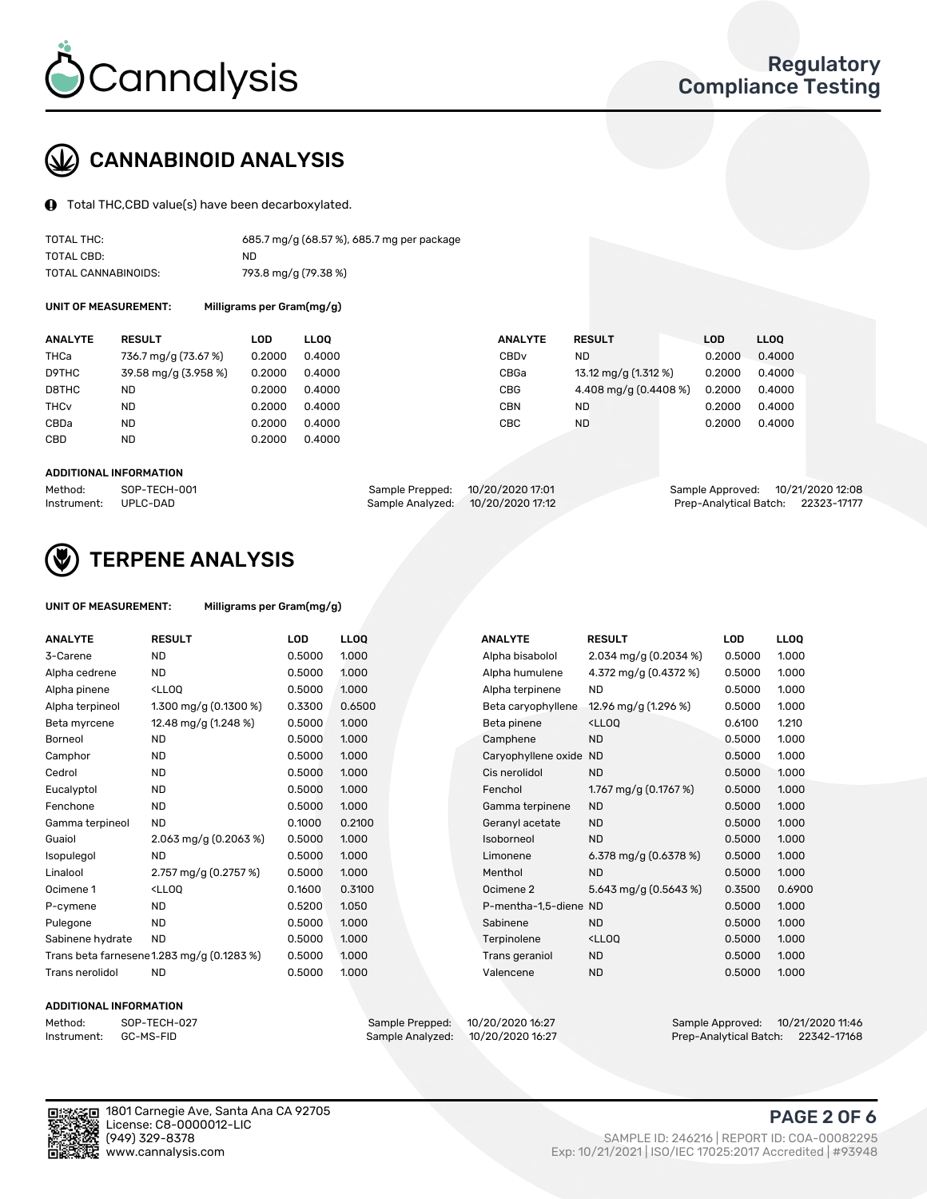# Cannalysis

## Regulatory Compliance Testing

## CANNABINOID ANALYSIS

Total THC,CBD value(s) have been decarboxylated.

| | |
|---|---|
| TOTAL THC: | 685.7 mg/g (68.57 %), 685.7 mg per package |
| TOTAL CBD: | ND |
| TOTAL CANNABINOIDS: | 793.8 mg/g (79.38 %) |

**UNIT OF MEASUREMENT:** Milligrams per Gram(mg/g)

| ANALYTE | RESULT | LOD | LLOQ | ANALYTE | RESULT | LOD | LLOQ |
|---|---|---|---|---|---|---|---|
| THCa | 736.7 mg/g (73.67 %) | 0.2000 | 0.4000 | CBDv | ND | 0.2000 | 0.4000 |
| D9THC | 39.58 mg/g (3.958 %) | 0.2000 | 0.4000 | CBGa | 13.12 mg/g (1.312 %) | 0.2000 | 0.4000 |
| D8THC | ND | 0.2000 | 0.4000 | CBG | 4.408 mg/g (0.4408 %) | 0.2000 | 0.4000 |
| THCv | ND | 0.2000 | 0.4000 | CBN | ND | 0.2000 | 0.4000 |
| CBDa | ND | 0.2000 | 0.4000 | CBC | ND | 0.2000 | 0.4000 |
| CBD | ND | 0.2000 | 0.4000 | | | | |

**ADDITIONAL INFORMATION**

| | | | | | |
|---|---|---|---|---|---|
| Method: | SOP-TECH-001 | Sample Prepped: | 10/20/2020 17:01 | Sample Approved: | 10/21/2020 12:08 |
| Instrument: | UPLC-DAD | Sample Analyzed: | 10/20/2020 17:12 | Prep-Analytical Batch: | 22323-17177 |

## TERPENE ANALYSIS

**UNIT OF MEASUREMENT:** Milligrams per Gram(mg/g)

| ANALYTE | RESULT | LOD | LLOQ | ANALYTE | RESULT | LOD | LLOQ |
|---|---|---|---|---|---|---|---|
| 3-Carene | ND | 0.5000 | 1.000 | Alpha bisabolol | 2.034 mg/g (0.2034 %) | 0.5000 | 1.000 |
| Alpha cedrene | ND | 0.5000 | 1.000 | Alpha humulene | 4.372 mg/g (0.4372 %) | 0.5000 | 1.000 |
| Alpha pinene | <LLOQ | 0.5000 | 1.000 | Alpha terpinene | ND | 0.5000 | 1.000 |
| Alpha terpineol | 1.300 mg/g (0.1300 %) | 0.3300 | 0.6500 | Beta caryophyllene | 12.96 mg/g (1.296 %) | 0.5000 | 1.000 |
| Beta myrcene | 12.48 mg/g (1.248 %) | 0.5000 | 1.000 | Beta pinene | <LLOQ | 0.6100 | 1.210 |
| Borneol | ND | 0.5000 | 1.000 | Camphene | ND | 0.5000 | 1.000 |
| Camphor | ND | 0.5000 | 1.000 | Caryophyllene oxide | ND | 0.5000 | 1.000 |
| Cedrol | ND | 0.5000 | 1.000 | Cis nerolidol | ND | 0.5000 | 1.000 |
| Eucalyptol | ND | 0.5000 | 1.000 | Fenchol | 1.767 mg/g (0.1767 %) | 0.5000 | 1.000 |
| Fenchone | ND | 0.5000 | 1.000 | Gamma terpinene | ND | 0.5000 | 1.000 |
| Gamma terpineol | ND | 0.1000 | 0.2100 | Geranyl acetate | ND | 0.5000 | 1.000 |
| Guaiol | 2.063 mg/g (0.2063 %) | 0.5000 | 1.000 | Isoborneol | ND | 0.5000 | 1.000 |
| Isopulegol | ND | 0.5000 | 1.000 | Limonene | 6.378 mg/g (0.6378 %) | 0.5000 | 1.000 |
| Linalool | 2.757 mg/g (0.2757 %) | 0.5000 | 1.000 | Menthol | ND | 0.5000 | 1.000 |
| Ocimene 1 | <LLOQ | 0.1600 | 0.3100 | Ocimene 2 | 5.643 mg/g (0.5643 %) | 0.3500 | 0.6900 |
| P-cymene | ND | 0.5200 | 1.050 | P-mentha-1,5-diene | ND | 0.5000 | 1.000 |
| Pulegone | ND | 0.5000 | 1.000 | Sabinene | ND | 0.5000 | 1.000 |
| Sabinene hydrate | ND | 0.5000 | 1.000 | Terpinolene | <LLOQ | 0.5000 | 1.000 |
| Trans beta farnesene | 1.283 mg/g (0.1283 %) | 0.5000 | 1.000 | Trans geraniol | ND | 0.5000 | 1.000 |
| Trans nerolidol | ND | 0.5000 | 1.000 | Valencene | ND | 0.5000 | 1.000 |

**ADDITIONAL INFORMATION**

| | | | | | |
|---|---|---|---|---|---|
| Method: | SOP-TECH-027 | Sample Prepped: | 10/20/2020 16:27 | Sample Approved: | 10/21/2020 11:46 |
| Instrument: | GC-MS-FID | Sample Analyzed: | 10/20/2020 16:27 | Prep-Analytical Batch: | 22342-17168 |

1801 Carnegie Ave, Santa Ana CA 92705
License: C8-0000012-LIC
(949) 329-8378
www.cannalysis.com

SAMPLE ID: 246216 | REPORT ID: COA-00082295
Exp: 10/21/2021 | ISO/IEC 17025:2017 Accredited | #93948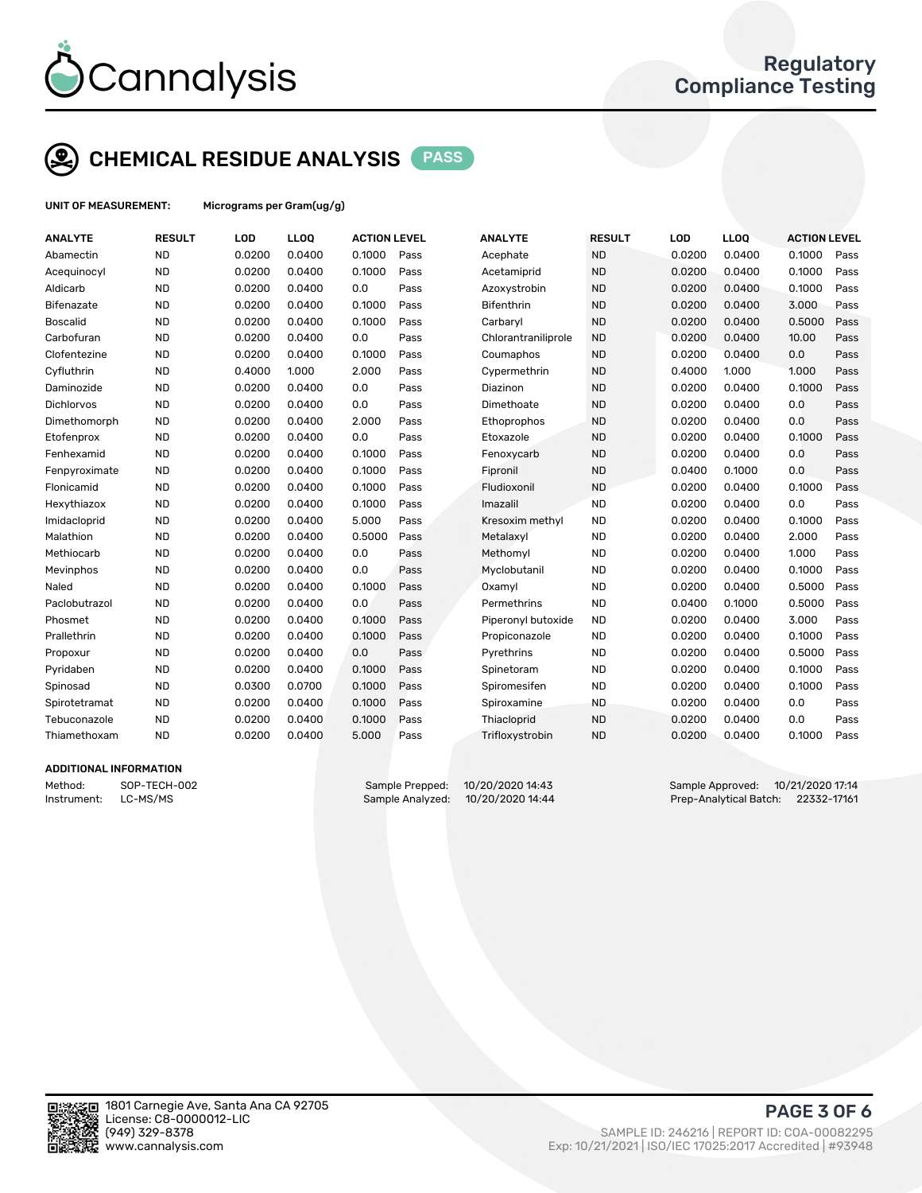# CHEMICAL RESIDUE ANALYSIS PASS

**UNIT OF MEASUREMENT:** Micrograms per Gram(ug/g)

| ANALYTE | RESULT | LOD | LLOQ | ACTION LEVEL | | ANALYTE | RESULT | LOD | LLOQ | ACTION LEVEL | |
|---|---|---|---|---|---|---|---|---|---|---|---|
| Abamectin | ND | 0.0200 | 0.0400 | 0.1000 | Pass | Acephate | ND | 0.0200 | 0.0400 | 0.1000 | Pass |
| Acequinocyl | ND | 0.0200 | 0.0400 | 0.1000 | Pass | Acetamiprid | ND | 0.0200 | 0.0400 | 0.1000 | Pass |
| Aldicarb | ND | 0.0200 | 0.0400 | 0.0 | Pass | Azoxystrobin | ND | 0.0200 | 0.0400 | 0.1000 | Pass |
| Bifenazate | ND | 0.0200 | 0.0400 | 0.1000 | Pass | Bifenthrin | ND | 0.0200 | 0.0400 | 3.000 | Pass |
| Boscalid | ND | 0.0200 | 0.0400 | 0.1000 | Pass | Carbaryl | ND | 0.0200 | 0.0400 | 0.5000 | Pass |
| Carbofuran | ND | 0.0200 | 0.0400 | 0.0 | Pass | Chlorantraniliprole | ND | 0.0200 | 0.0400 | 10.00 | Pass |
| Clofentezine | ND | 0.0200 | 0.0400 | 0.1000 | Pass | Coumaphos | ND | 0.0200 | 0.0400 | 0.0 | Pass |
| Cyfluthrin | ND | 0.4000 | 1.000 | 2.000 | Pass | Cypermethrin | ND | 0.4000 | 1.000 | 1.000 | Pass |
| Daminozide | ND | 0.0200 | 0.0400 | 0.0 | Pass | Diazinon | ND | 0.0200 | 0.0400 | 0.1000 | Pass |
| Dichlorvos | ND | 0.0200 | 0.0400 | 0.0 | Pass | Dimethoate | ND | 0.0200 | 0.0400 | 0.0 | Pass |
| Dimethomorph | ND | 0.0200 | 0.0400 | 2.000 | Pass | Ethoprophos | ND | 0.0200 | 0.0400 | 0.0 | Pass |
| Etofenprox | ND | 0.0200 | 0.0400 | 0.0 | Pass | Etoxazole | ND | 0.0200 | 0.0400 | 0.1000 | Pass |
| Fenhexamid | ND | 0.0200 | 0.0400 | 0.1000 | Pass | Fenoxycarb | ND | 0.0200 | 0.0400 | 0.0 | Pass |
| Fenpyroximate | ND | 0.0200 | 0.0400 | 0.1000 | Pass | Fipronil | ND | 0.0400 | 0.1000 | 0.0 | Pass |
| Flonicamid | ND | 0.0200 | 0.0400 | 0.1000 | Pass | Fludioxonil | ND | 0.0200 | 0.0400 | 0.1000 | Pass |
| Hexythiazox | ND | 0.0200 | 0.0400 | 0.1000 | Pass | Imazalil | ND | 0.0200 | 0.0400 | 0.0 | Pass |
| Imidacloprid | ND | 0.0200 | 0.0400 | 5.000 | Pass | Kresoxim methyl | ND | 0.0200 | 0.0400 | 0.1000 | Pass |
| Malathion | ND | 0.0200 | 0.0400 | 0.5000 | Pass | Metalaxyl | ND | 0.0200 | 0.0400 | 2.000 | Pass |
| Methiocarb | ND | 0.0200 | 0.0400 | 0.0 | Pass | Methomyl | ND | 0.0200 | 0.0400 | 1.000 | Pass |
| Mevinphos | ND | 0.0200 | 0.0400 | 0.0 | Pass | Myclobutanil | ND | 0.0200 | 0.0400 | 0.1000 | Pass |
| Naled | ND | 0.0200 | 0.0400 | 0.1000 | Pass | Oxamyl | ND | 0.0200 | 0.0400 | 0.5000 | Pass |
| Paclobutrazol | ND | 0.0200 | 0.0400 | 0.0 | Pass | Permethrins | ND | 0.0400 | 0.1000 | 0.5000 | Pass |
| Phosmet | ND | 0.0200 | 0.0400 | 0.1000 | Pass | Piperonyl butoxide | ND | 0.0200 | 0.0400 | 3.000 | Pass |
| Prallethrin | ND | 0.0200 | 0.0400 | 0.1000 | Pass | Propiconazole | ND | 0.0200 | 0.0400 | 0.1000 | Pass |
| Propoxur | ND | 0.0200 | 0.0400 | 0.0 | Pass | Pyrethrins | ND | 0.0200 | 0.0400 | 0.5000 | Pass |
| Pyridaben | ND | 0.0200 | 0.0400 | 0.1000 | Pass | Spinetoram | ND | 0.0200 | 0.0400 | 0.1000 | Pass |
| Spinosad | ND | 0.0300 | 0.0700 | 0.1000 | Pass | Spiromesifen | ND | 0.0200 | 0.0400 | 0.1000 | Pass |
| Spirotetramat | ND | 0.0200 | 0.0400 | 0.1000 | Pass | Spiroxamine | ND | 0.0200 | 0.0400 | 0.0 | Pass |
| Tebuconazole | ND | 0.0200 | 0.0400 | 0.1000 | Pass | Thiacloprid | ND | 0.0200 | 0.0400 | 0.0 | Pass |
| Thiamethoxam | ND | 0.0200 | 0.0400 | 5.000 | Pass | Trifloxystrobin | ND | 0.0200 | 0.0400 | 0.1000 | Pass |

## ADDITIONAL INFORMATION

Method: SOP-TECH-002
Instrument: LC-MS/MS

Sample Prepped: 10/20/2020 14:43
Sample Analyzed: 10/20/2020 14:44

Sample Approved: 10/21/2020 17:14
Prep-Analytical Batch: 22332-17161

1801 Carnegie Ave, Santa Ana CA 92705
License: C8-0000012-LIC
(949) 329-8378
www.cannalysis.com

SAMPLE ID: 246216 | REPORT ID: COA-00082295
Exp: 10/21/2021 | ISO/IEC 17025:2017 Accredited | #93948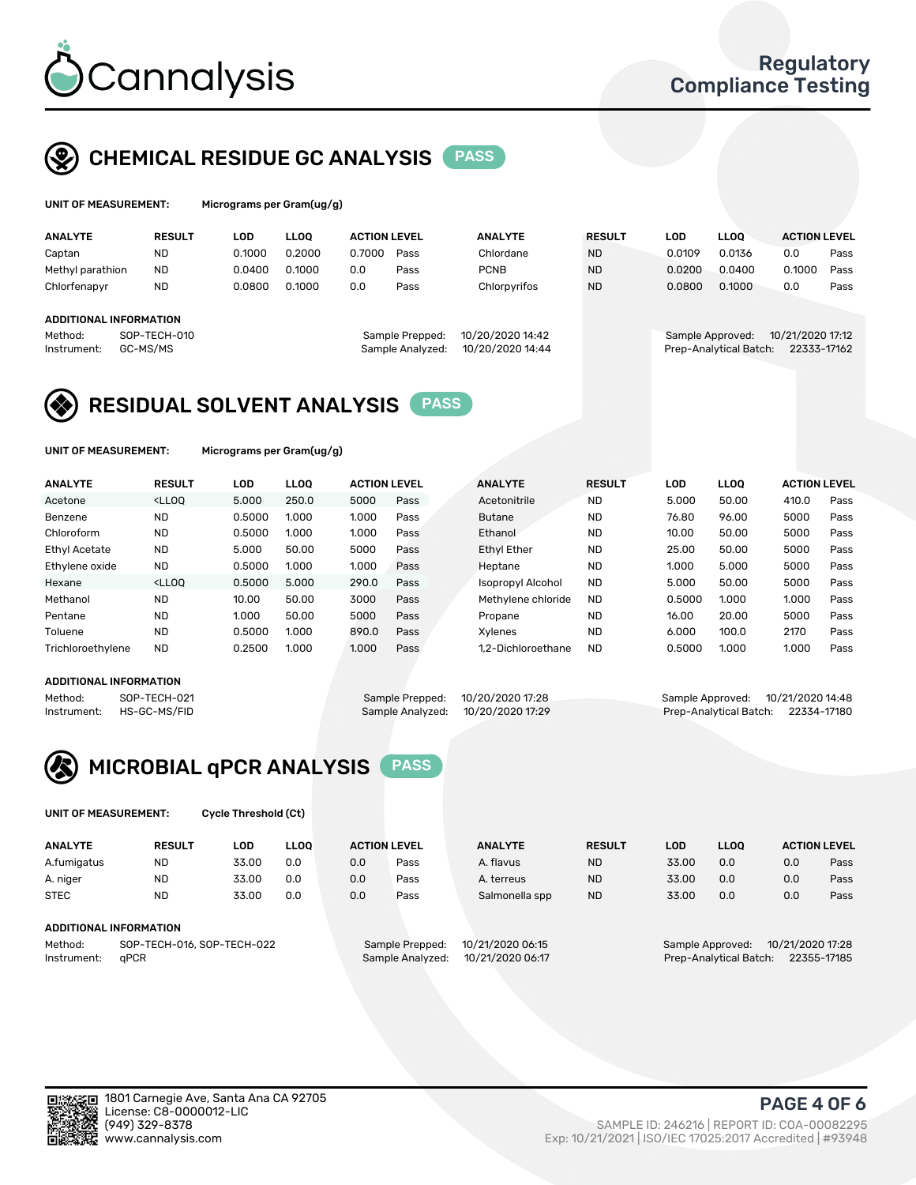# Cannalysis

Regulatory Compliance Testing

## CHEMICAL RESIDUE GC ANALYSIS PASS

**UNIT OF MEASUREMENT:** Micrograms per Gram(ug/g)

| ANALYTE | RESULT | LOD | LLOQ | ACTION LEVEL | | ANALYTE | RESULT | LOD | LLOQ | ACTION LEVEL | |
|---|---|---|---|---|---|---|---|---|---|---|---|
| Captan | ND | 0.1000 | 0.2000 | 0.7000 | Pass | Chlordane | ND | 0.0109 | 0.0136 | 0.0 | Pass |
| Methyl parathion | ND | 0.0400 | 0.1000 | 0.0 | Pass | PCNB | ND | 0.0200 | 0.0400 | 0.1000 | Pass |
| Chlorfenapyr | ND | 0.0800 | 0.1000 | 0.0 | Pass | Chlorpyrifos | ND | 0.0800 | 0.1000 | 0.0 | Pass |

**ADDITIONAL INFORMATION**

Method: SOP-TECH-010
Instrument: GC-MS/MS
Sample Prepped: 10/20/2020 14:42
Sample Analyzed: 10/20/2020 14:44
Sample Approved: 10/21/2020 17:12
Prep-Analytical Batch: 22333-17162

## RESIDUAL SOLVENT ANALYSIS PASS

**UNIT OF MEASUREMENT:** Micrograms per Gram(ug/g)

| ANALYTE | RESULT | LOD | LLOQ | ACTION LEVEL | | ANALYTE | RESULT | LOD | LLOQ | ACTION LEVEL | |
|---|---|---|---|---|---|---|---|---|---|---|---|
| Acetone | <LLOQ | 5.000 | 250.0 | 5000 | Pass | Acetonitrile | ND | 5.000 | 50.00 | 410.0 | Pass |
| Benzene | ND | 0.5000 | 1.000 | 1.000 | Pass | Butane | ND | 76.80 | 96.00 | 5000 | Pass |
| Chloroform | ND | 0.5000 | 1.000 | 1.000 | Pass | Ethanol | ND | 10.00 | 50.00 | 5000 | Pass |
| Ethyl Acetate | ND | 5.000 | 50.00 | 5000 | Pass | Ethyl Ether | ND | 25.00 | 50.00 | 5000 | Pass |
| Ethylene oxide | ND | 0.5000 | 1.000 | 1.000 | Pass | Heptane | ND | 1.000 | 5.000 | 5000 | Pass |
| Hexane | <LLOQ | 0.5000 | 5.000 | 290.0 | Pass | Isopropyl Alcohol | ND | 5.000 | 50.00 | 5000 | Pass |
| Methanol | ND | 10.00 | 50.00 | 3000 | Pass | Methylene chloride | ND | 0.5000 | 1.000 | 1.000 | Pass |
| Pentane | ND | 1.000 | 50.00 | 5000 | Pass | Propane | ND | 16.00 | 20.00 | 5000 | Pass |
| Toluene | ND | 0.5000 | 1.000 | 890.0 | Pass | Xylenes | ND | 6.000 | 100.0 | 2170 | Pass |
| Trichloroethylene | ND | 0.2500 | 1.000 | 1.000 | Pass | 1,2-Dichloroethane | ND | 0.5000 | 1.000 | 1.000 | Pass |

**ADDITIONAL INFORMATION**

Method: SOP-TECH-021
Instrument: HS-GC-MS/FID
Sample Prepped: 10/20/2020 17:28
Sample Analyzed: 10/20/2020 17:29
Sample Approved: 10/21/2020 14:48
Prep-Analytical Batch: 22334-17180

## MICROBIAL qPCR ANALYSIS PASS

**UNIT OF MEASUREMENT:** Cycle Threshold (Ct)

| ANALYTE | RESULT | LOD | LLOQ | ACTION LEVEL | | ANALYTE | RESULT | LOD | LLOQ | ACTION LEVEL | |
|---|---|---|---|---|---|---|---|---|---|---|---|
| A.fumigatus | ND | 33.00 | 0.0 | 0.0 | Pass | A. flavus | ND | 33.00 | 0.0 | 0.0 | Pass |
| A. niger | ND | 33.00 | 0.0 | 0.0 | Pass | A. terreus | ND | 33.00 | 0.0 | 0.0 | Pass |
| STEC | ND | 33.00 | 0.0 | 0.0 | Pass | Salmonella spp | ND | 33.00 | 0.0 | 0.0 | Pass |

**ADDITIONAL INFORMATION**

Method: SOP-TECH-016, SOP-TECH-022
Instrument: qPCR
Sample Prepped: 10/21/2020 06:15
Sample Analyzed: 10/21/2020 06:17
Sample Approved: 10/21/2020 17:28
Prep-Analytical Batch: 22355-17185

1801 Carnegie Ave, Santa Ana CA 92705
License: C8-0000012-LIC
(949) 329-8378
www.cannalysis.com

SAMPLE ID: 246216 | REPORT ID: COA-00082295
Exp: 10/21/2021 | ISO/IEC 17025:2017 Accredited | #93948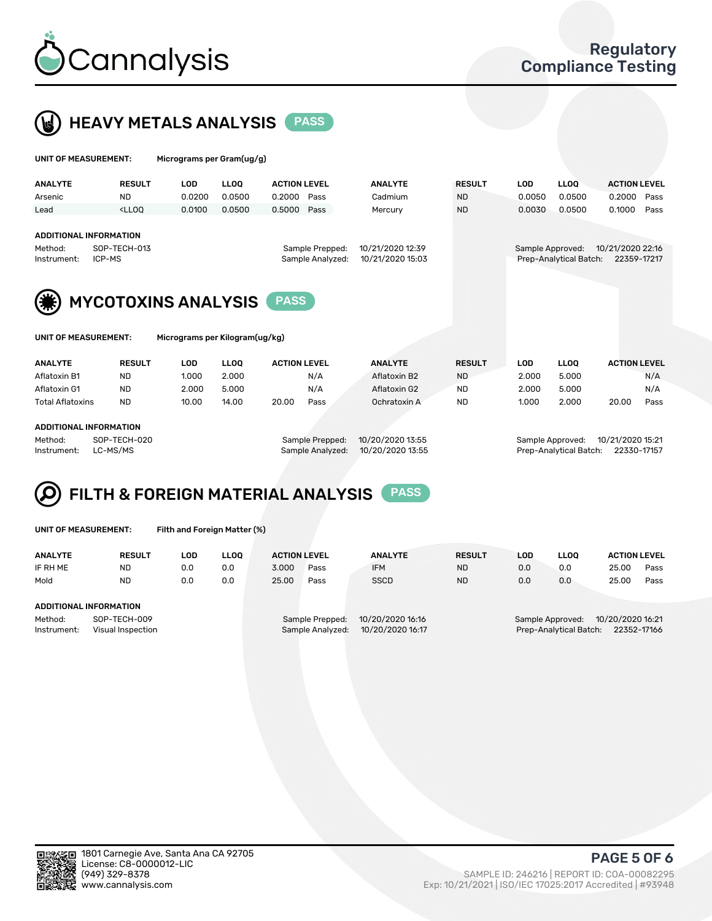Cannalysis

Regulatory Compliance Testing

## HEAVY METALS ANALYSIS PASS

**UNIT OF MEASUREMENT:** Micrograms per Gram(ug/g)

| ANALYTE | RESULT | LOD | LLOQ | ACTION LEVEL | | ANALYTE | RESULT | LOD | LLOQ | ACTION LEVEL | |
|---|---|---|---|---|---|---|---|---|---|---|---|
| Arsenic | ND | 0.0200 | 0.0500 | 0.2000 | Pass | Cadmium | ND | 0.0050 | 0.0500 | 0.2000 | Pass |
| Lead | <LLOQ | 0.0100 | 0.0500 | 0.5000 | Pass | Mercury | ND | 0.0030 | 0.0500 | 0.1000 | Pass |

**ADDITIONAL INFORMATION**

| | | | | | |
|---|---|---|---|---|---|
| Method: | SOP-TECH-013 | Sample Prepped: | 10/21/2020 12:39 | Sample Approved: | 10/21/2020 22:16 |
| Instrument: | ICP-MS | Sample Analyzed: | 10/21/2020 15:03 | Prep-Analytical Batch: | 22359-17217 |

## MYCOTOXINS ANALYSIS PASS

**UNIT OF MEASUREMENT:** Micrograms per Kilogram(ug/kg)

| ANALYTE | RESULT | LOD | LLOQ | ACTION LEVEL | | ANALYTE | RESULT | LOD | LLOQ | ACTION LEVEL | |
|---|---|---|---|---|---|---|---|---|---|---|---|
| Aflatoxin B1 | ND | 1.000 | 2.000 | | N/A | Aflatoxin B2 | ND | 2.000 | 5.000 | | N/A |
| Aflatoxin G1 | ND | 2.000 | 5.000 | | N/A | Aflatoxin G2 | ND | 2.000 | 5.000 | | N/A |
| Total Aflatoxins | ND | 10.00 | 14.00 | 20.00 | Pass | Ochratoxin A | ND | 1.000 | 2.000 | 20.00 | Pass |

**ADDITIONAL INFORMATION**

| | | | | | |
|---|---|---|---|---|---|
| Method: | SOP-TECH-020 | Sample Prepped: | 10/20/2020 13:55 | Sample Approved: | 10/21/2020 15:21 |
| Instrument: | LC-MS/MS | Sample Analyzed: | 10/20/2020 13:55 | Prep-Analytical Batch: | 22330-17157 |

## FILTH & FOREIGN MATERIAL ANALYSIS PASS

**UNIT OF MEASUREMENT:** Filth and Foreign Matter (%)

| ANALYTE | RESULT | LOD | LLOQ | ACTION LEVEL | | ANALYTE | RESULT | LOD | LLOQ | ACTION LEVEL | |
|---|---|---|---|---|---|---|---|---|---|---|---|
| IF RH ME | ND | 0.0 | 0.0 | 3.000 | Pass | IFM | ND | 0.0 | 0.0 | 25.00 | Pass |
| Mold | ND | 0.0 | 0.0 | 25.00 | Pass | SSCD | ND | 0.0 | 0.0 | 25.00 | Pass |

**ADDITIONAL INFORMATION**

| | | | | | |
|---|---|---|---|---|---|
| Method: | SOP-TECH-009 | Sample Prepped: | 10/20/2020 16:16 | Sample Approved: | 10/20/2020 16:21 |
| Instrument: | Visual Inspection | Sample Analyzed: | 10/20/2020 16:17 | Prep-Analytical Batch: | 22352-17166 |

1801 Carnegie Ave, Santa Ana CA 92705
License: C8-0000012-LIC
(949) 329-8378
www.cannalysis.com

SAMPLE ID: 246216 | REPORT ID: COA-00082295
Exp: 10/21/2021 | ISO/IEC 17025:2017 Accredited | #93948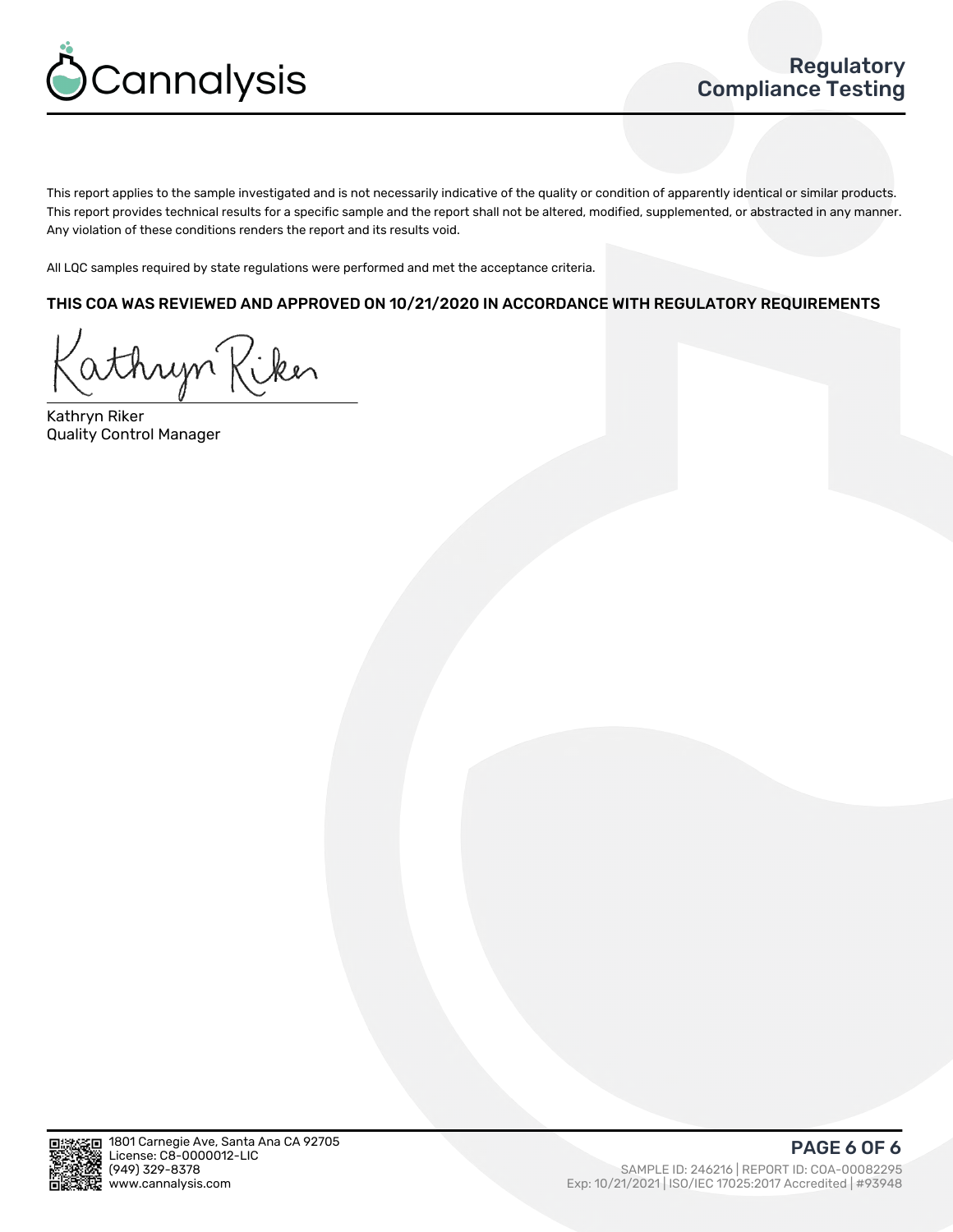This report applies to the sample investigated and is not necessarily indicative of the quality or condition of apparently identical or similar products. This report provides technical results for a specific sample and the report shall not be altered, modified, supplemented, or abstracted in any manner. Any violation of these conditions renders the report and its results void.

All LQC samples required by state regulations were performed and met the acceptance criteria.

**THIS COA WAS REVIEWED AND APPROVED ON 10/21/2020 IN ACCORDANCE WITH REGULATORY REQUIREMENTS**

Kathryn Riker
Quality Control Manager

1801 Carnegie Ave, Santa Ana CA 92705
License: C8-0000012-LIC
(949) 329-8378
www.cannalysis.com

SAMPLE ID: 246216 | REPORT ID: COA-00082295
Exp: 10/21/2021 | ISO/IEC 17025:2017 Accredited | #93948